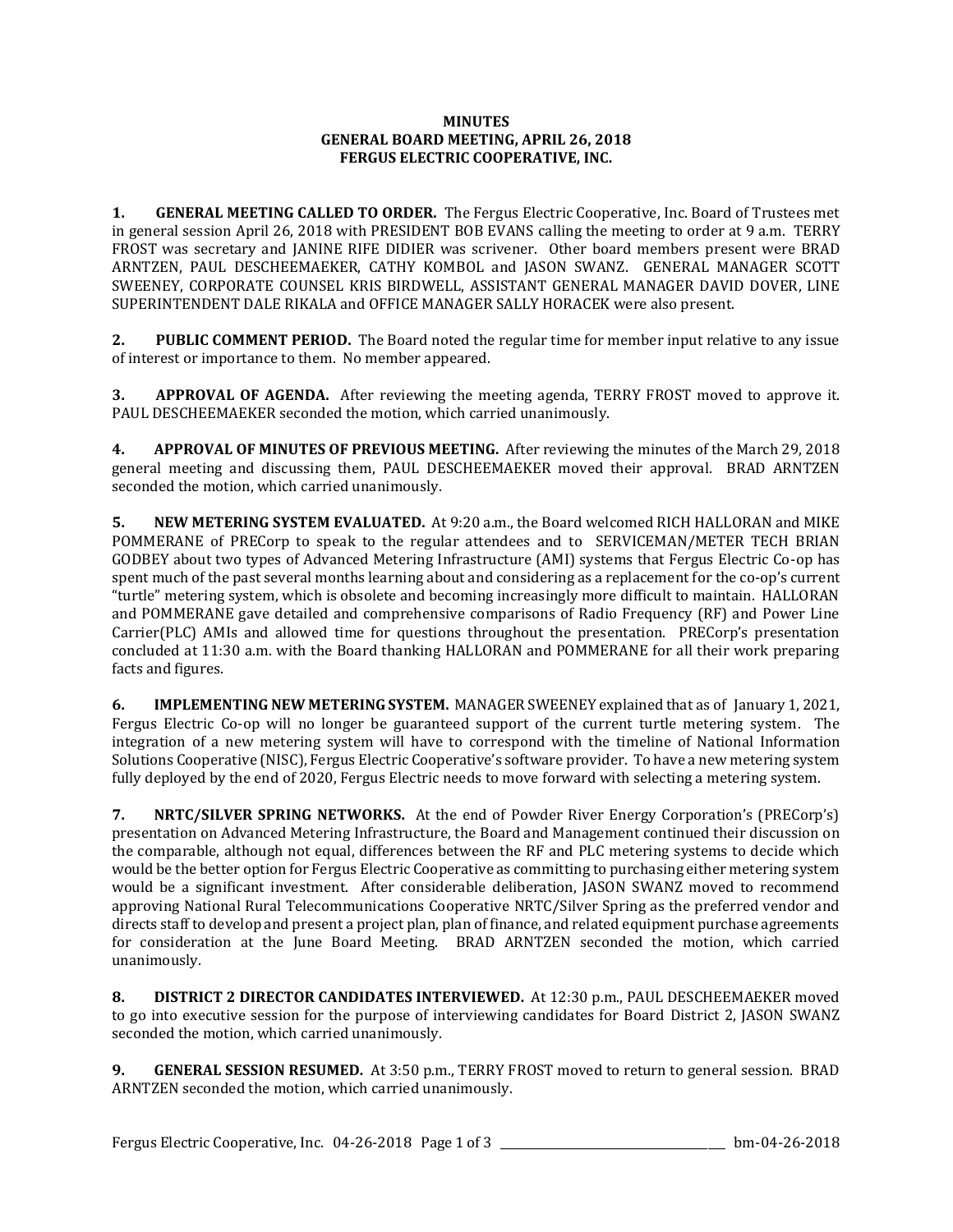**MINUTES**
**GENERAL BOARD MEETING, APRIL 26, 2018**
**FERGUS ELECTRIC COOPERATIVE, INC.**

**1. GENERAL MEETING CALLED TO ORDER.** The Fergus Electric Cooperative, Inc. Board of Trustees met in general session April 26, 2018 with PRESIDENT BOB EVANS calling the meeting to order at 9 a.m. TERRY FROST was secretary and JANINE RIFE DIDIER was scrivener. Other board members present were BRAD ARNTZEN, PAUL DESCHEEMAEKER, CATHY KOMBOL and JASON SWANZ. GENERAL MANAGER SCOTT SWEENEY, CORPORATE COUNSEL KRIS BIRDWELL, ASSISTANT GENERAL MANAGER DAVID DOVER, LINE SUPERINTENDENT DALE RIKALA and OFFICE MANAGER SALLY HORACEK were also present.

**2. PUBLIC COMMENT PERIOD.** The Board noted the regular time for member input relative to any issue of interest or importance to them. No member appeared.

**3. APPROVAL OF AGENDA.** After reviewing the meeting agenda, TERRY FROST moved to approve it. PAUL DESCHEEMAEKER seconded the motion, which carried unanimously.

**4. APPROVAL OF MINUTES OF PREVIOUS MEETING.** After reviewing the minutes of the March 29, 2018 general meeting and discussing them, PAUL DESCHEEMAEKER moved their approval. BRAD ARNTZEN seconded the motion, which carried unanimously.

**5. NEW METERING SYSTEM EVALUATED.** At 9:20 a.m., the Board welcomed RICH HALLORAN and MIKE POMMERANE of PRECorp to speak to the regular attendees and to SERVICEMAN/METER TECH BRIAN GODBEY about two types of Advanced Metering Infrastructure (AMI) systems that Fergus Electric Co-op has spent much of the past several months learning about and considering as a replacement for the co-op's current "turtle" metering system, which is obsolete and becoming increasingly more difficult to maintain. HALLORAN and POMMERANE gave detailed and comprehensive comparisons of Radio Frequency (RF) and Power Line Carrier(PLC) AMIs and allowed time for questions throughout the presentation. PRECorp's presentation concluded at 11:30 a.m. with the Board thanking HALLORAN and POMMERANE for all their work preparing facts and figures.

**6. IMPLEMENTING NEW METERING SYSTEM.** MANAGER SWEENEY explained that as of January 1, 2021, Fergus Electric Co-op will no longer be guaranteed support of the current turtle metering system. The integration of a new metering system will have to correspond with the timeline of National Information Solutions Cooperative (NISC), Fergus Electric Cooperative's software provider. To have a new metering system fully deployed by the end of 2020, Fergus Electric needs to move forward with selecting a metering system.

**7. NRTC/SILVER SPRING NETWORKS.** At the end of Powder River Energy Corporation's (PRECorp's) presentation on Advanced Metering Infrastructure, the Board and Management continued their discussion on the comparable, although not equal, differences between the RF and PLC metering systems to decide which would be the better option for Fergus Electric Cooperative as committing to purchasing either metering system would be a significant investment. After considerable deliberation, JASON SWANZ moved to recommend approving National Rural Telecommunications Cooperative NRTC/Silver Spring as the preferred vendor and directs staff to develop and present a project plan, plan of finance, and related equipment purchase agreements for consideration at the June Board Meeting. BRAD ARNTZEN seconded the motion, which carried unanimously.

**8. DISTRICT 2 DIRECTOR CANDIDATES INTERVIEWED.** At 12:30 p.m., PAUL DESCHEEMAEKER moved to go into executive session for the purpose of interviewing candidates for Board District 2, JASON SWANZ seconded the motion, which carried unanimously.

**9. GENERAL SESSION RESUMED.** At 3:50 p.m., TERRY FROST moved to return to general session. BRAD ARNTZEN seconded the motion, which carried unanimously.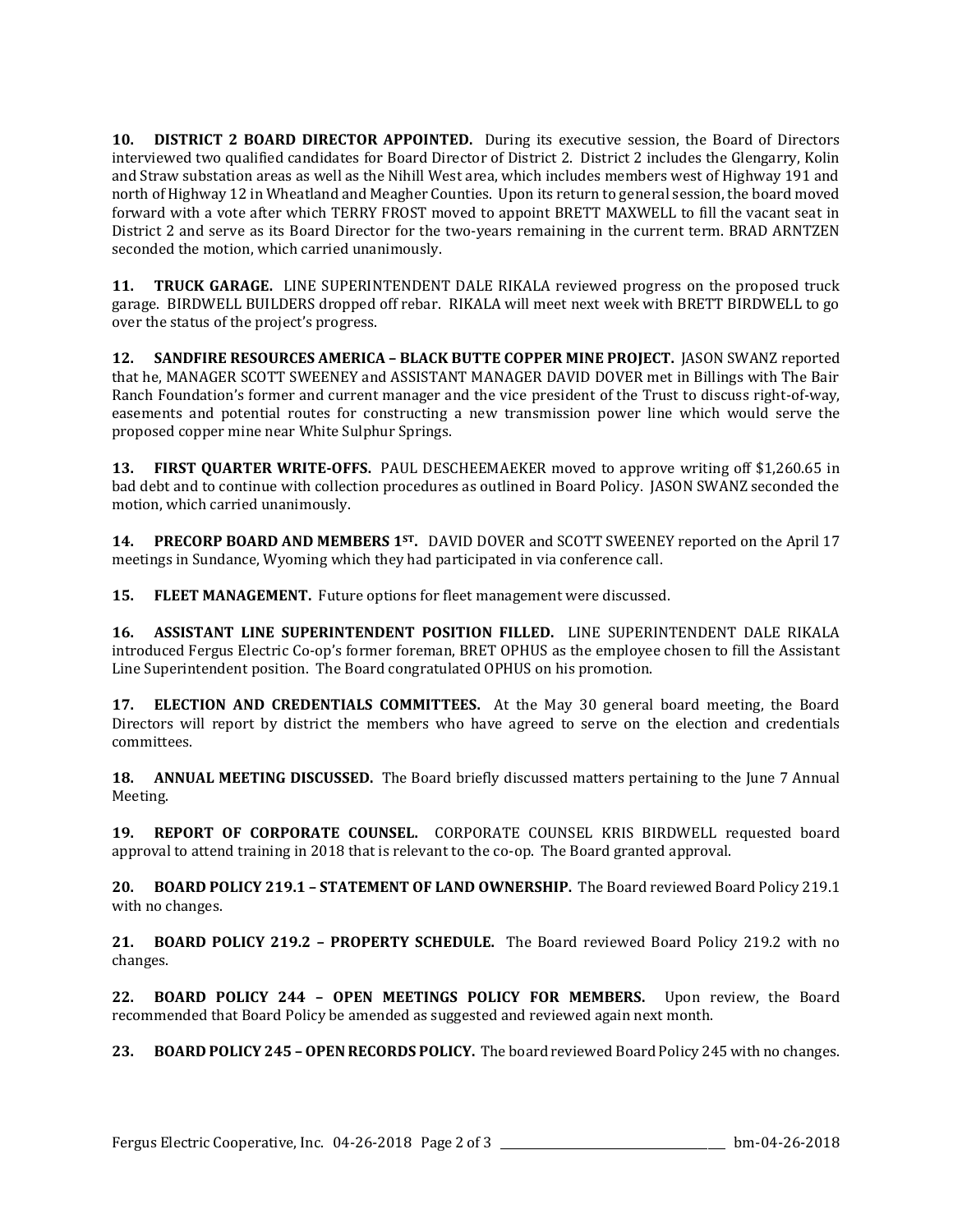**10. DISTRICT 2 BOARD DIRECTOR APPOINTED.** During its executive session, the Board of Directors interviewed two qualified candidates for Board Director of District 2. District 2 includes the Glengarry, Kolin and Straw substation areas as well as the Nihill West area, which includes members west of Highway 191 and north of Highway 12 in Wheatland and Meagher Counties. Upon its return to general session, the board moved forward with a vote after which TERRY FROST moved to appoint BRETT MAXWELL to fill the vacant seat in District 2 and serve as its Board Director for the two-years remaining in the current term. BRAD ARNTZEN seconded the motion, which carried unanimously.

**11. TRUCK GARAGE.** LINE SUPERINTENDENT DALE RIKALA reviewed progress on the proposed truck garage. BIRDWELL BUILDERS dropped off rebar. RIKALA will meet next week with BRETT BIRDWELL to go over the status of the project's progress.

**12. SANDFIRE RESOURCES AMERICA – BLACK BUTTE COPPER MINE PROJECT.** JASON SWANZ reported that he, MANAGER SCOTT SWEENEY and ASSISTANT MANAGER DAVID DOVER met in Billings with The Bair Ranch Foundation's former and current manager and the vice president of the Trust to discuss right-of-way, easements and potential routes for constructing a new transmission power line which would serve the proposed copper mine near White Sulphur Springs.

**13. FIRST QUARTER WRITE-OFFS.** PAUL DESCHEEMAEKER moved to approve writing off $1,260.65 in bad debt and to continue with collection procedures as outlined in Board Policy. JASON SWANZ seconded the motion, which carried unanimously.

**14. PRECORP BOARD AND MEMBERS 1ST.** DAVID DOVER and SCOTT SWEENEY reported on the April 17 meetings in Sundance, Wyoming which they had participated in via conference call.

**15. FLEET MANAGEMENT.** Future options for fleet management were discussed.

**16. ASSISTANT LINE SUPERINTENDENT POSITION FILLED.** LINE SUPERINTENDENT DALE RIKALA introduced Fergus Electric Co-op's former foreman, BRET OPHUS as the employee chosen to fill the Assistant Line Superintendent position. The Board congratulated OPHUS on his promotion.

**17. ELECTION AND CREDENTIALS COMMITTEES.** At the May 30 general board meeting, the Board Directors will report by district the members who have agreed to serve on the election and credentials committees.

**18. ANNUAL MEETING DISCUSSED.** The Board briefly discussed matters pertaining to the June 7 Annual Meeting.

**19. REPORT OF CORPORATE COUNSEL.** CORPORATE COUNSEL KRIS BIRDWELL requested board approval to attend training in 2018 that is relevant to the co-op. The Board granted approval.

**20. BOARD POLICY 219.1 – STATEMENT OF LAND OWNERSHIP.** The Board reviewed Board Policy 219.1 with no changes.

**21. BOARD POLICY 219.2 – PROPERTY SCHEDULE.** The Board reviewed Board Policy 219.2 with no changes.

**22. BOARD POLICY 244 – OPEN MEETINGS POLICY FOR MEMBERS.** Upon review, the Board recommended that Board Policy be amended as suggested and reviewed again next month.

**23. BOARD POLICY 245 – OPEN RECORDS POLICY.** The board reviewed Board Policy 245 with no changes.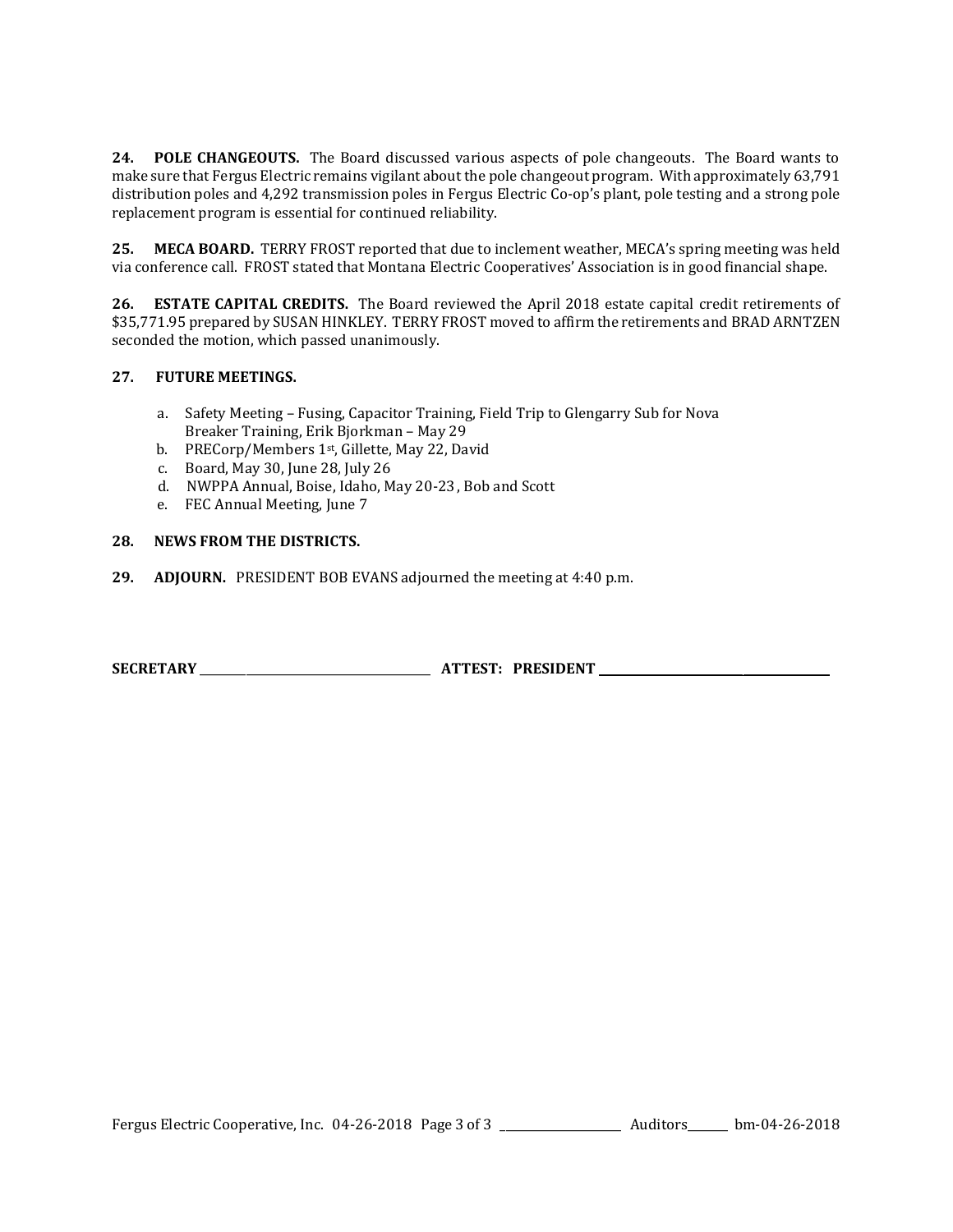**24. POLE CHANGEOUTS.** The Board discussed various aspects of pole changeouts. The Board wants to make sure that Fergus Electric remains vigilant about the pole changeout program. With approximately 63,791 distribution poles and 4,292 transmission poles in Fergus Electric Co-op's plant, pole testing and a strong pole replacement program is essential for continued reliability.

**25. MECA BOARD.** TERRY FROST reported that due to inclement weather, MECA's spring meeting was held via conference call. FROST stated that Montana Electric Cooperatives' Association is in good financial shape.

**26. ESTATE CAPITAL CREDITS.** The Board reviewed the April 2018 estate capital credit retirements of $35,771.95 prepared by SUSAN HINKLEY. TERRY FROST moved to affirm the retirements and BRAD ARNTZEN seconded the motion, which passed unanimously.

**27. FUTURE MEETINGS.**

a. Safety Meeting – Fusing, Capacitor Training, Field Trip to Glengarry Sub for Nova Breaker Training, Erik Bjorkman – May 29
b. PRECorp/Members 1st, Gillette, May 22, David
c. Board, May 30, June 28, July 26
d. NWPPA Annual, Boise, Idaho, May 20-23 , Bob and Scott
e. FEC Annual Meeting, June 7

**28. NEWS FROM THE DISTRICTS.**

**29. ADJOURN.** PRESIDENT BOB EVANS adjourned the meeting at 4:40 p.m.

**SECRETARY** ______________________ **ATTEST: PRESIDENT** ______________________

Fergus Electric Cooperative, Inc. 04-26-2018 Page 3 of 3 ______________ Auditors______ bm-04-26-2018